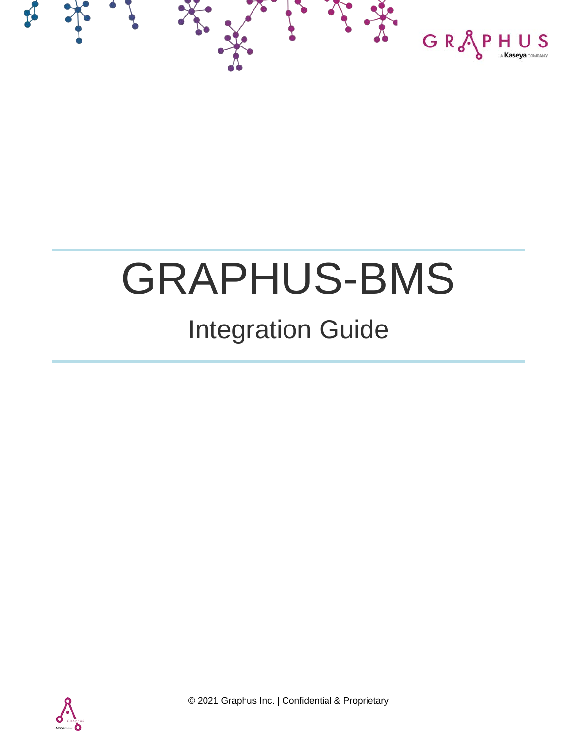# GRAPHUS-BMS

## Integration Guide

© 2021 Graphus Inc. | Confidential & Proprietary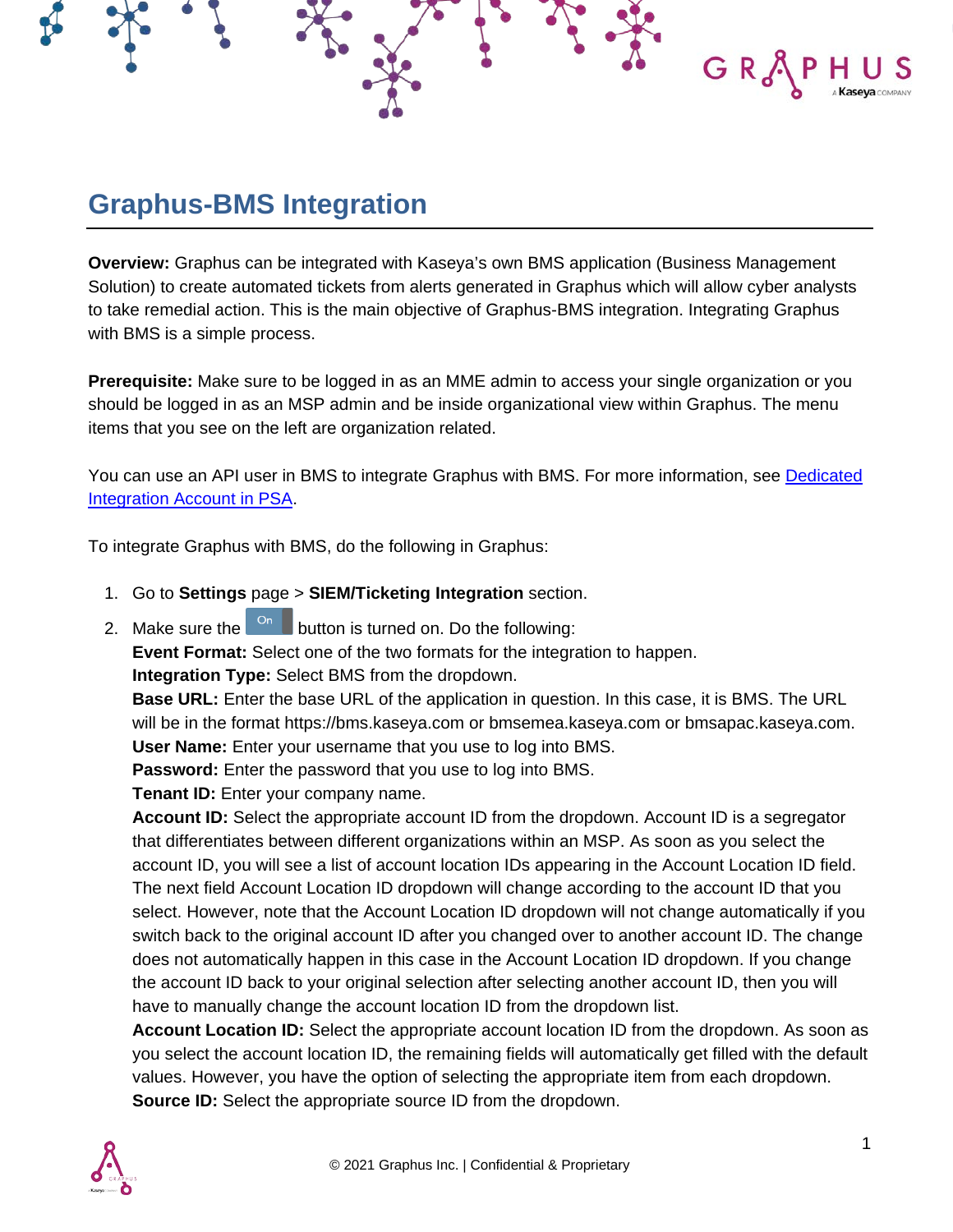# Graphus-BMS Integration

**Overview:** Graphus can be integrated with Kaseya's own BMS application (Business Management Solution) to create automated tickets from alerts generated in Graphus which will allow cyber analysts to take remedial action. This is the main objective of Graphus-BMS integration. Integrating Graphus with BMS is a simple process.

**Prerequisite:** Make sure to be logged in as an MME admin to access your single organization or you should be logged in as an MSP admin and be inside organizational view within Graphus. The menu items that you see on the left are organization related.

You can use an API user in BMS to integrate Graphus with BMS. For more information, see [Dedicated Integration Account in PSA](Dedicated Integration Account in PSA).

To integrate Graphus with BMS, do the following in Graphus:

1. Go to **Settings** page > **SIEM/Ticketing Integration** section.
2. Make sure the On button is turned on. Do the following:
   **Event Format:** Select one of the two formats for the integration to happen.
   **Integration Type:** Select BMS from the dropdown.
   **Base URL:** Enter the base URL of the application in question. In this case, it is BMS. The URL will be in the format https://bms.kaseya.com or bmsemea.kaseya.com or bmsapac.kaseya.com.
   **User Name:** Enter your username that you use to log into BMS.
   **Password:** Enter the password that you use to log into BMS.
   **Tenant ID:** Enter your company name.
   **Account ID:** Select the appropriate account ID from the dropdown. Account ID is a segregator that differentiates between different organizations within an MSP. As soon as you select the account ID, you will see a list of account location IDs appearing in the Account Location ID field. The next field Account Location ID dropdown will change according to the account ID that you select. However, note that the Account Location ID dropdown will not change automatically if you switch back to the original account ID after you changed over to another account ID. The change does not automatically happen in this case in the Account Location ID dropdown. If you change the account ID back to your original selection after selecting another account ID, then you will have to manually change the account location ID from the dropdown list.
   **Account Location ID:** Select the appropriate account location ID from the dropdown. As soon as you select the account location ID, the remaining fields will automatically get filled with the default values. However, you have the option of selecting the appropriate item from each dropdown.
   **Source ID:** Select the appropriate source ID from the dropdown.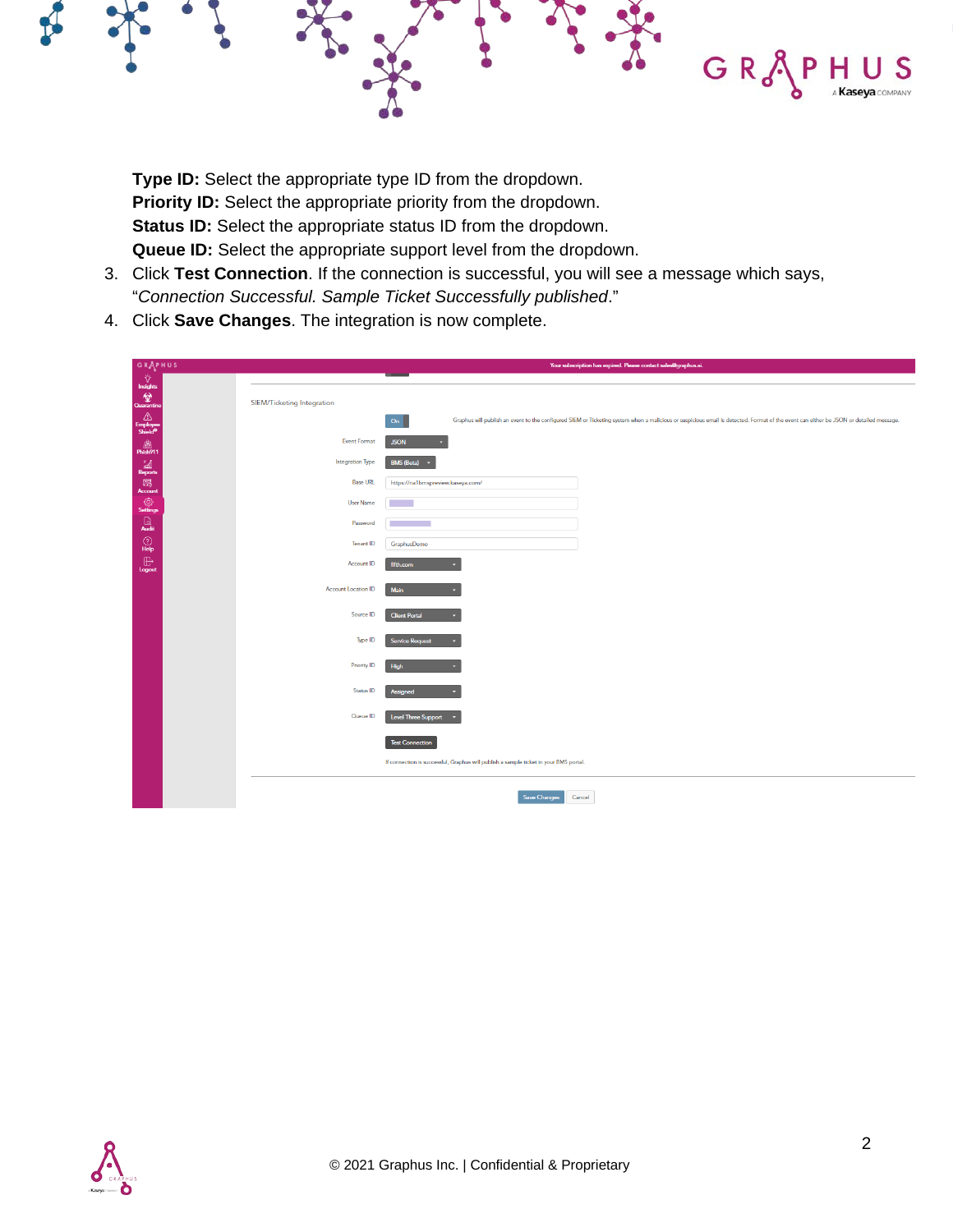**Type ID:** Select the appropriate type ID from the dropdown.
**Priority ID:** Select the appropriate priority from the dropdown.
**Status ID:** Select the appropriate status ID from the dropdown.
**Queue ID:** Select the appropriate support level from the dropdown.

3. Click **Test Connection**. If the connection is successful, you will see a message which says, "*Connection Successful. Sample Ticket Successfully published*."
4. Click **Save Changes**. The integration is now complete.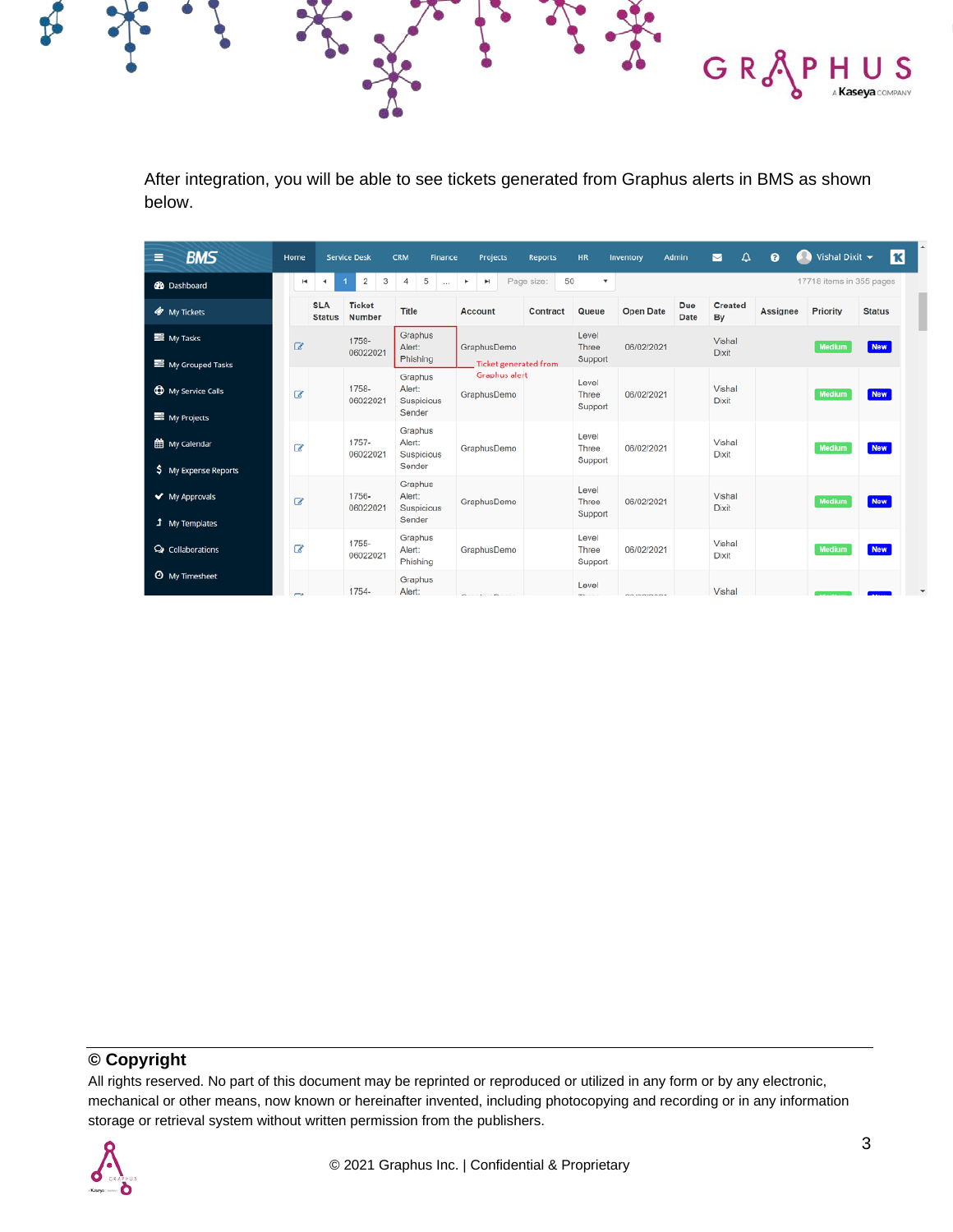After integration, you will be able to see tickets generated from Graphus alerts in BMS as shown below.

## © Copyright

All rights reserved. No part of this document may be reprinted or reproduced or utilized in any form or by any electronic, mechanical or other means, now known or hereinafter invented, including photocopying and recording or in any information storage or retrieval system without written permission from the publishers.

© 2021 Graphus Inc. | Confidential & Proprietary